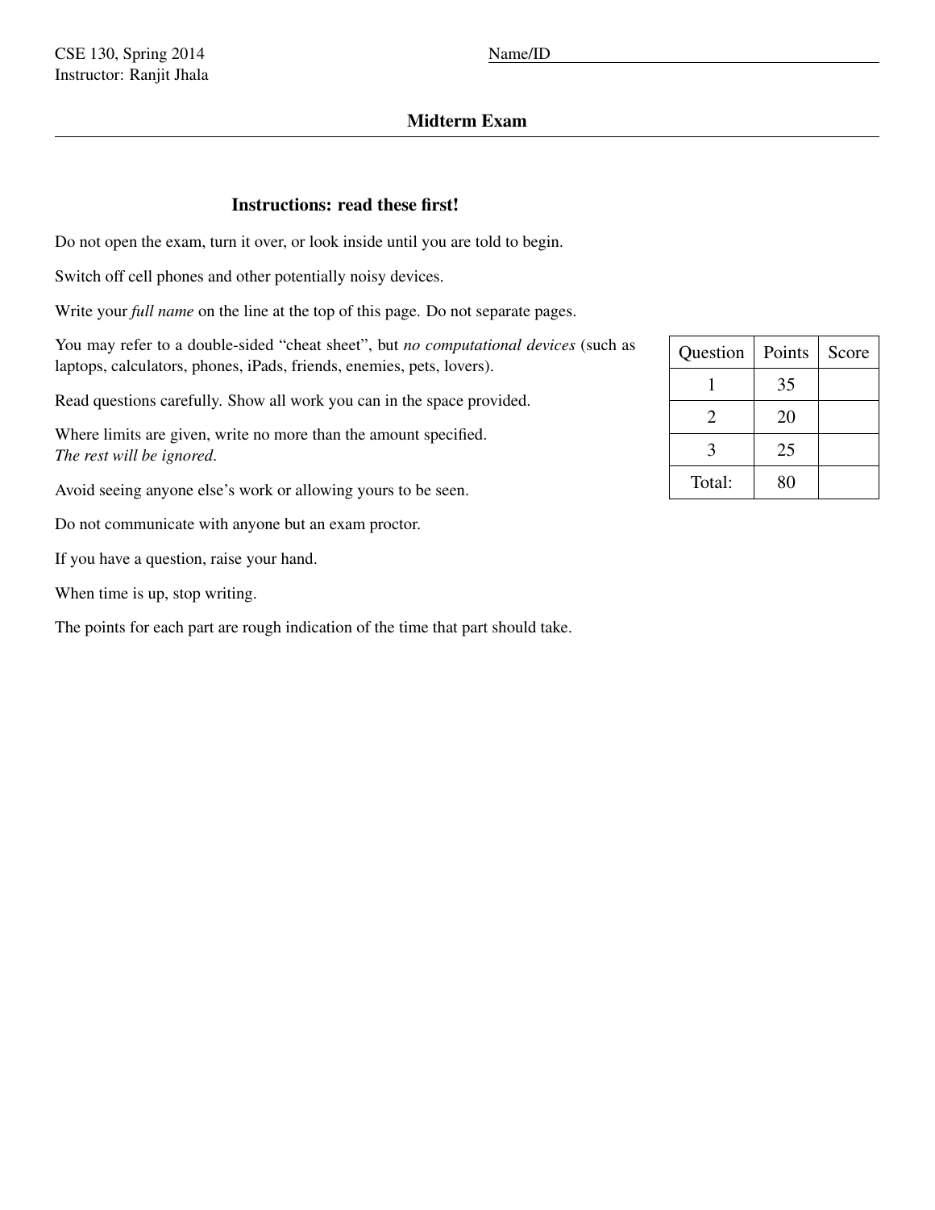CSE 130, Spring 2014
Instructor: Ranjit Jhala

Name/ID ______________________________

## Midterm Exam

### Instructions: read these first!

Do not open the exam, turn it over, or look inside until you are told to begin.

Switch off cell phones and other potentially noisy devices.

Write your *full name* on the line at the top of this page. Do not separate pages.

You may refer to a double-sided "cheat sheet", but *no computational devices* (such as laptops, calculators, phones, iPads, friends, enemies, pets, lovers).

Read questions carefully. Show all work you can in the space provided.

Where limits are given, write no more than the amount specified.
*The rest will be ignored*.

Avoid seeing anyone else's work or allowing yours to be seen.

Do not communicate with anyone but an exam proctor.

If you have a question, raise your hand.

When time is up, stop writing.

The points for each part are rough indication of the time that part should take.

| Question | Points | Score |
|---|---|---|
| 1 | 35 | |
| 2 | 20 | |
| 3 | 25 | |
| Total: | 80 | |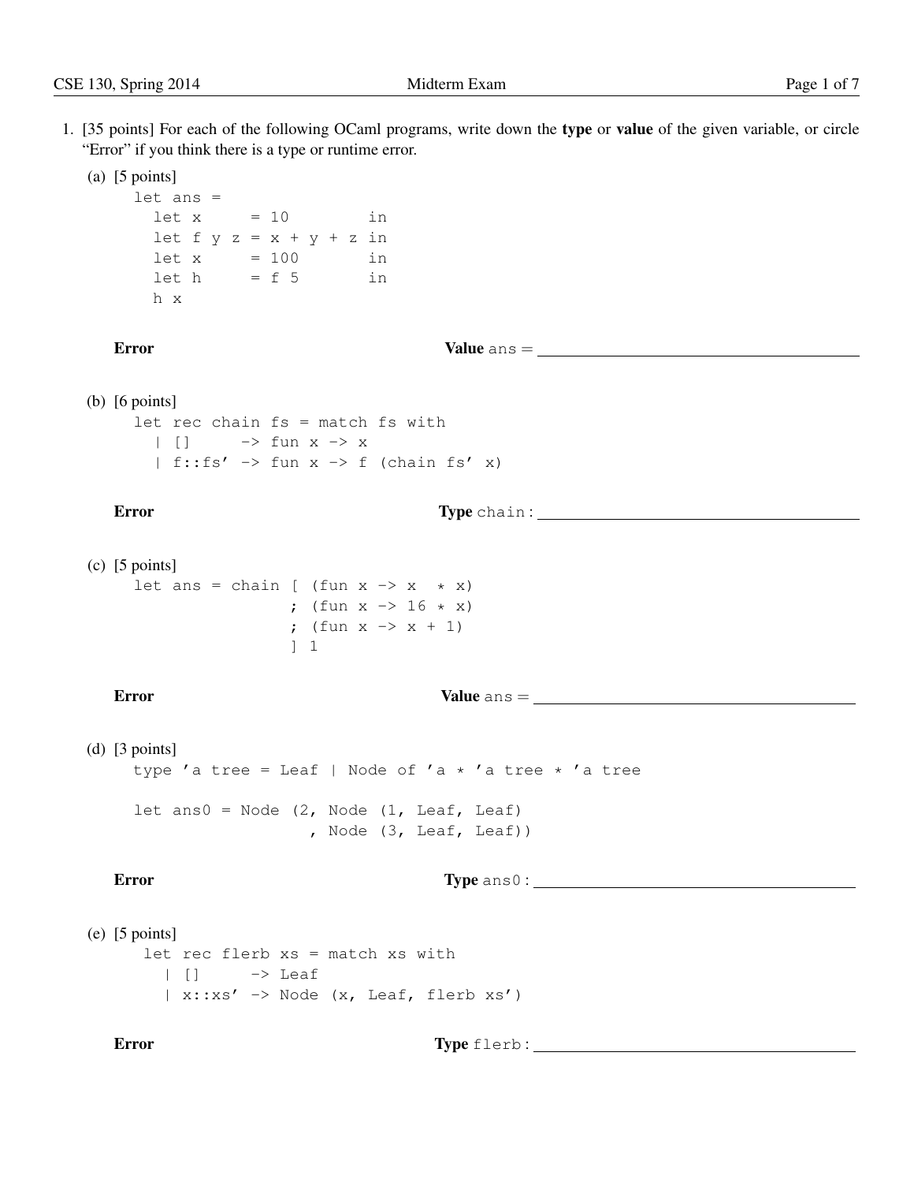1. [35 points] For each of the following OCaml programs, write down the **type** or **value** of the given variable, or circle "Error" if you think there is a type or runtime error.

   (a) [5 points]

   ```
   let ans =
     let x     = 10         in
     let f y z = x + y + z in
     let x     = 100        in
     let h     = f 5        in
     h x
   ```

   **Error** **Value** `ans` = ______________________

   (b) [6 points]

   ```
   let rec chain fs = match fs with
     | []     -> fun x -> x
     | f::fs' -> fun x -> f (chain fs' x)
   ```

   **Error** **Type** `chain` : ______________________

   (c) [5 points]

   ```
   let ans = chain [ (fun x -> x  * x)
                   ; (fun x -> 16 * x)
                   ; (fun x -> x + 1)
                   ] 1
   ```

   **Error** **Value** `ans` = ______________________

   (d) [3 points]

   ```
   type 'a tree = Leaf | Node of 'a * 'a tree * 'a tree

   let ans0 = Node (2, Node (1, Leaf, Leaf)
                    , Node (3, Leaf, Leaf))
   ```

   **Error** **Type** `ans0` : ______________________

   (e) [5 points]

   ```
   let rec flerb xs = match xs with
     | []     -> Leaf
     | x::xs' -> Node (x, Leaf, flerb xs')
   ```

   **Error** **Type** `flerb` : ______________________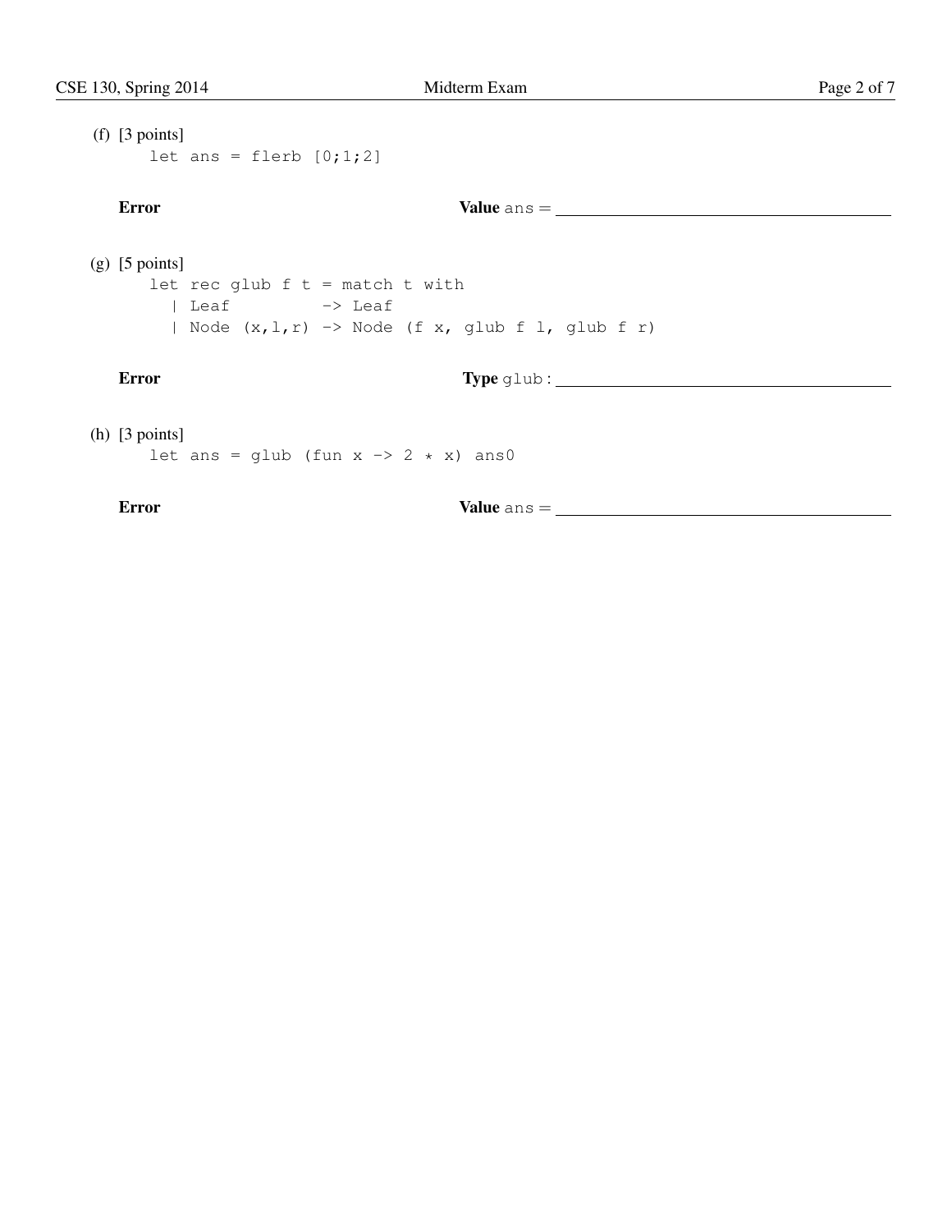(f) [3 points]

```
let ans = flerb [0;1;2]
```

**Error** **Value** `ans` = ____________________

(g) [5 points]

```
let rec glub f t = match t with
  | Leaf         -> Leaf
  | Node (x,l,r) -> Node (f x, glub f l, glub f r)
```

**Error** **Type** `glub` : ____________________

(h) [3 points]

```
let ans = glub (fun x -> 2 * x) ans0
```

**Error** **Value** `ans` = ____________________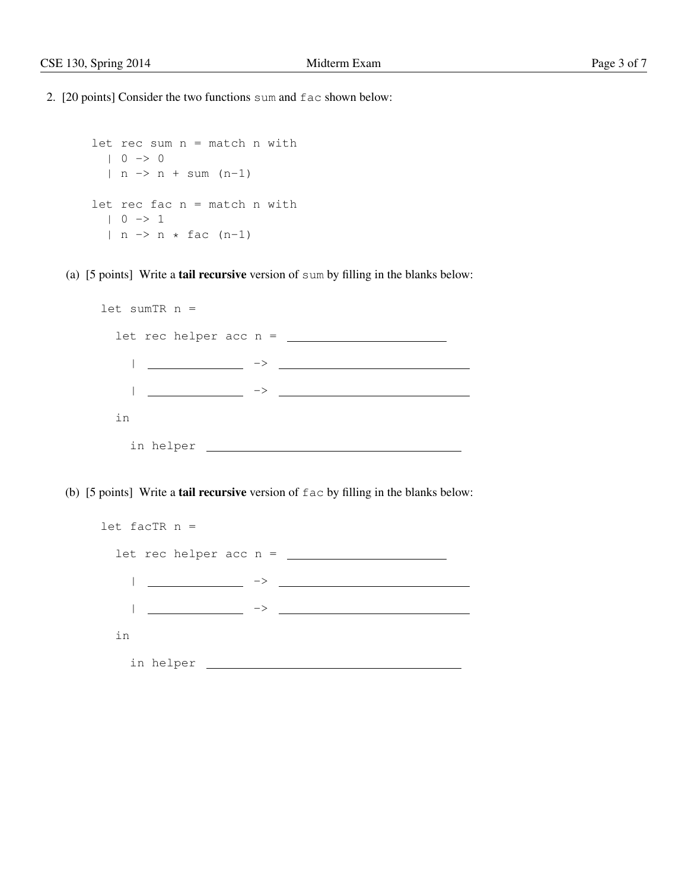2. [20 points] Consider the two functions `sum` and `fac` shown below:

```
let rec sum n = match n with
  | 0 -> 0
  | n -> n + sum (n-1)

let rec fac n = match n with
  | 0 -> 1
  | n -> n * fac (n-1)
```

(a) [5 points] Write a **tail recursive** version of `sum` by filling in the blanks below:

```
let sumTR n =
  let rec helper acc n = ____________________
    | ____________ -> ________________________
    | ____________ -> ________________________
  in
    in helper ________________________________
```

(b) [5 points] Write a **tail recursive** version of `fac` by filling in the blanks below:

```
let facTR n =
  let rec helper acc n = ____________________
    | ____________ -> ________________________
    | ____________ -> ________________________
  in
    in helper ________________________________
```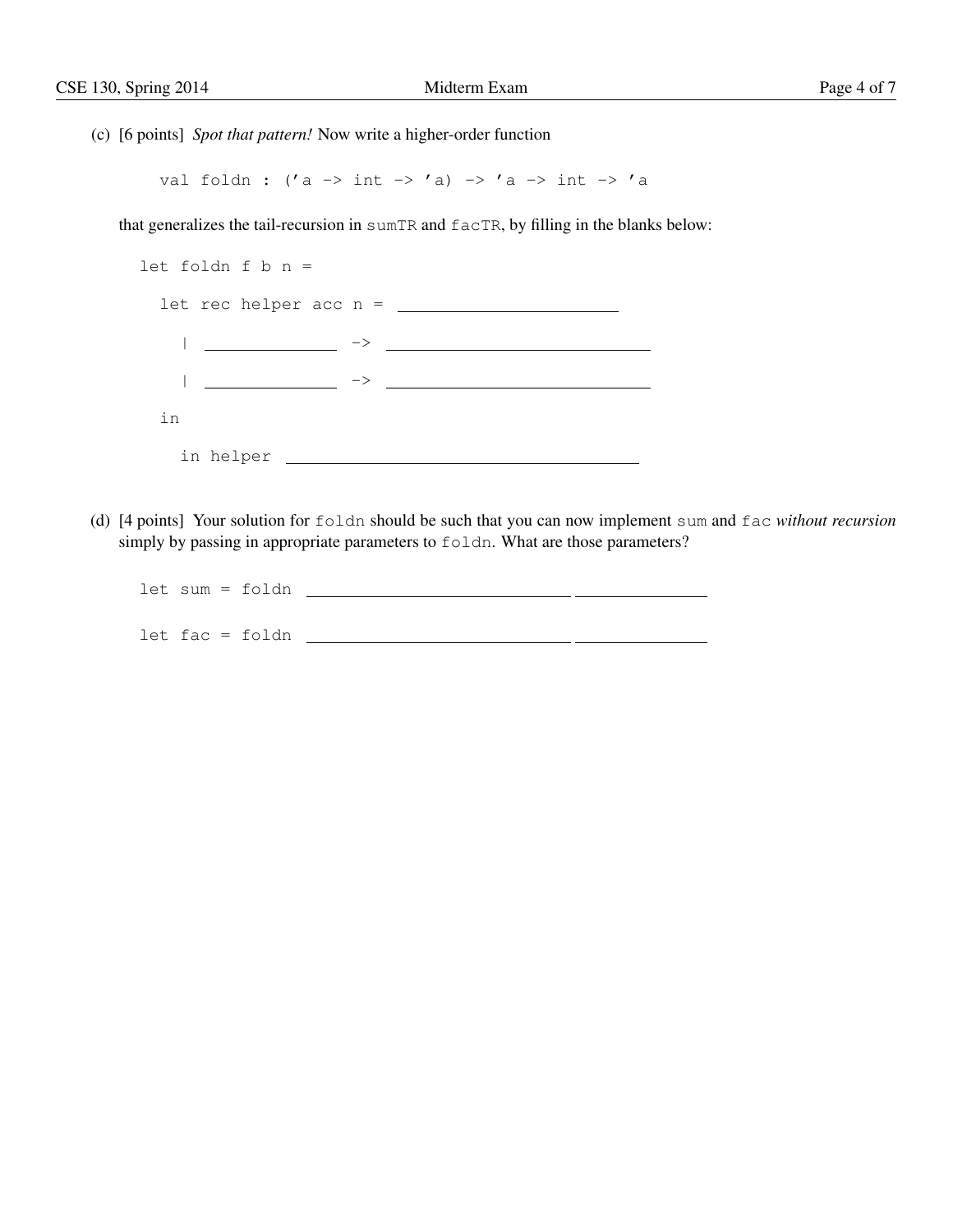(c) [6 points] *Spot that pattern!* Now write a higher-order function

```
val foldn : ('a -> int -> 'a) -> 'a -> int -> 'a
```

that generalizes the tail-recursion in `sumTR` and `facTR`, by filling in the blanks below:

```
let foldn f b n =
  let rec helper acc n = ____________________
    | ____________ -> ________________________
    | ____________ -> ________________________
  in
    in helper ________________________________
```

(d) [4 points] Your solution for `foldn` should be such that you can now implement `sum` and `fac` *without recursion* simply by passing in appropriate parameters to `foldn`. What are those parameters?

```
let sum = foldn ________________________ ____________

let fac = foldn ________________________ ____________
```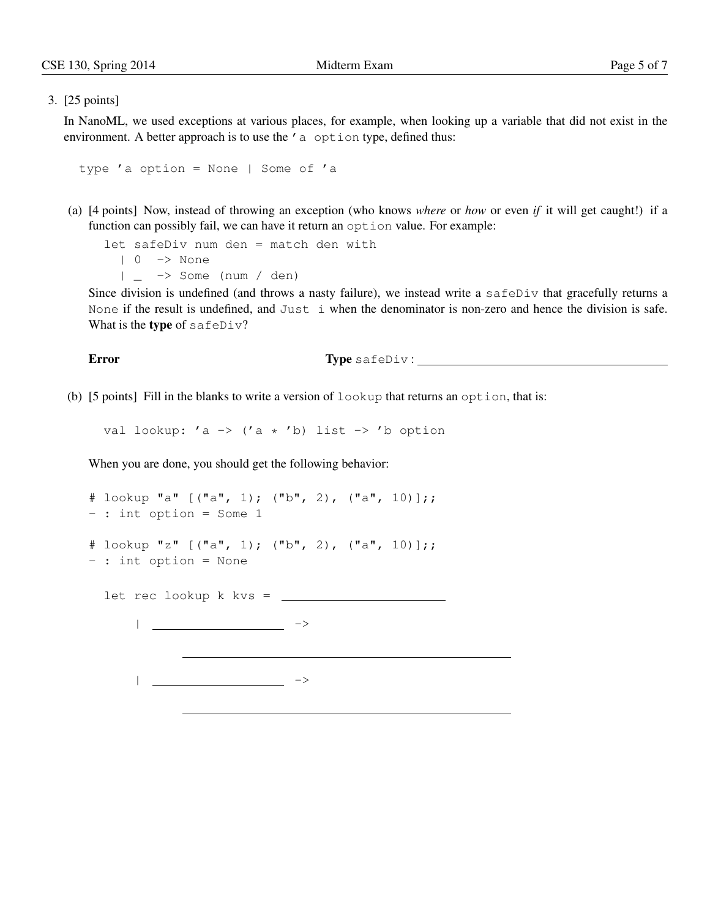3. [25 points]

   In NanoML, we used exceptions at various places, for example, when looking up a variable that did not exist in the environment. A better approach is to use the `'a option` type, defined thus:

```
type 'a option = None | Some of 'a
```

   (a) [4 points] Now, instead of throwing an exception (who knows *where* or *how* or even *if* it will get caught!) if a function can possibly fail, we can have it return an `option` value. For example:

```
let safeDiv num den = match den with
  | 0  -> None
  | _  -> Some (num / den)
```

   Since division is undefined (and throws a nasty failure), we instead write a `safeDiv` that gracefully returns a `None` if the result is undefined, and `Just i` when the denominator is non-zero and hence the division is safe. What is the **type** of `safeDiv`?

   **Error** &nbsp;&nbsp;&nbsp;&nbsp;&nbsp;&nbsp;&nbsp;&nbsp; **Type** `safeDiv`: ______________________________

   (b) [5 points] Fill in the blanks to write a version of `lookup` that returns an `option`, that is:

```
val lookup: 'a -> ('a * 'b) list -> 'b option
```

   When you are done, you should get the following behavior:

```
# lookup "a" [("a", 1); ("b", 2), ("a", 10)];;
- : int option = Some 1

# lookup "z" [("a", 1); ("b", 2), ("a", 10)];;
- : int option = None
```

```
let rec lookup k kvs = ____________________

    | ________________ ->

        ________________________________________

    | ________________ ->

        ________________________________________
```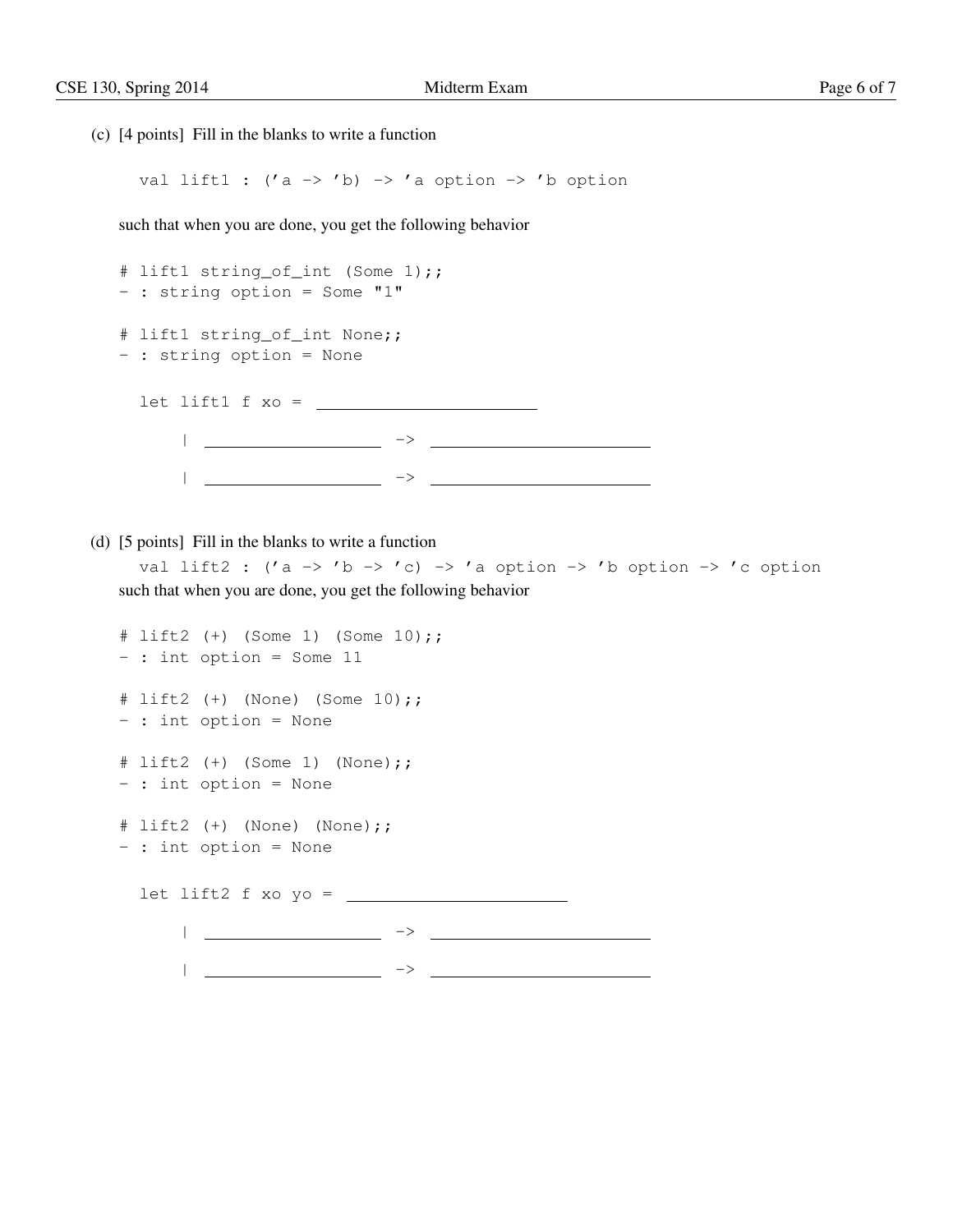(c) [4 points] Fill in the blanks to write a function

```
val lift1 : ('a -> 'b) -> 'a option -> 'b option
```

such that when you are done, you get the following behavior

```
# lift1 string_of_int (Some 1);;
- : string option = Some "1"

# lift1 string_of_int None;;
- : string option = None
```

```
let lift1 f xo = ____________________

    | ________________ -> ____________________

    | ________________ -> ____________________
```

(d) [5 points] Fill in the blanks to write a function

```
val lift2 : ('a -> 'b -> 'c) -> 'a option -> 'b option -> 'c option
```

such that when you are done, you get the following behavior

```
# lift2 (+) (Some 1) (Some 10);;
- : int option = Some 11

# lift2 (+) (None) (Some 10);;
- : int option = None

# lift2 (+) (Some 1) (None);;
- : int option = None

# lift2 (+) (None) (None);;
- : int option = None
```

```
let lift2 f xo yo = ____________________

    | ________________ -> ____________________

    | ________________ -> ____________________
```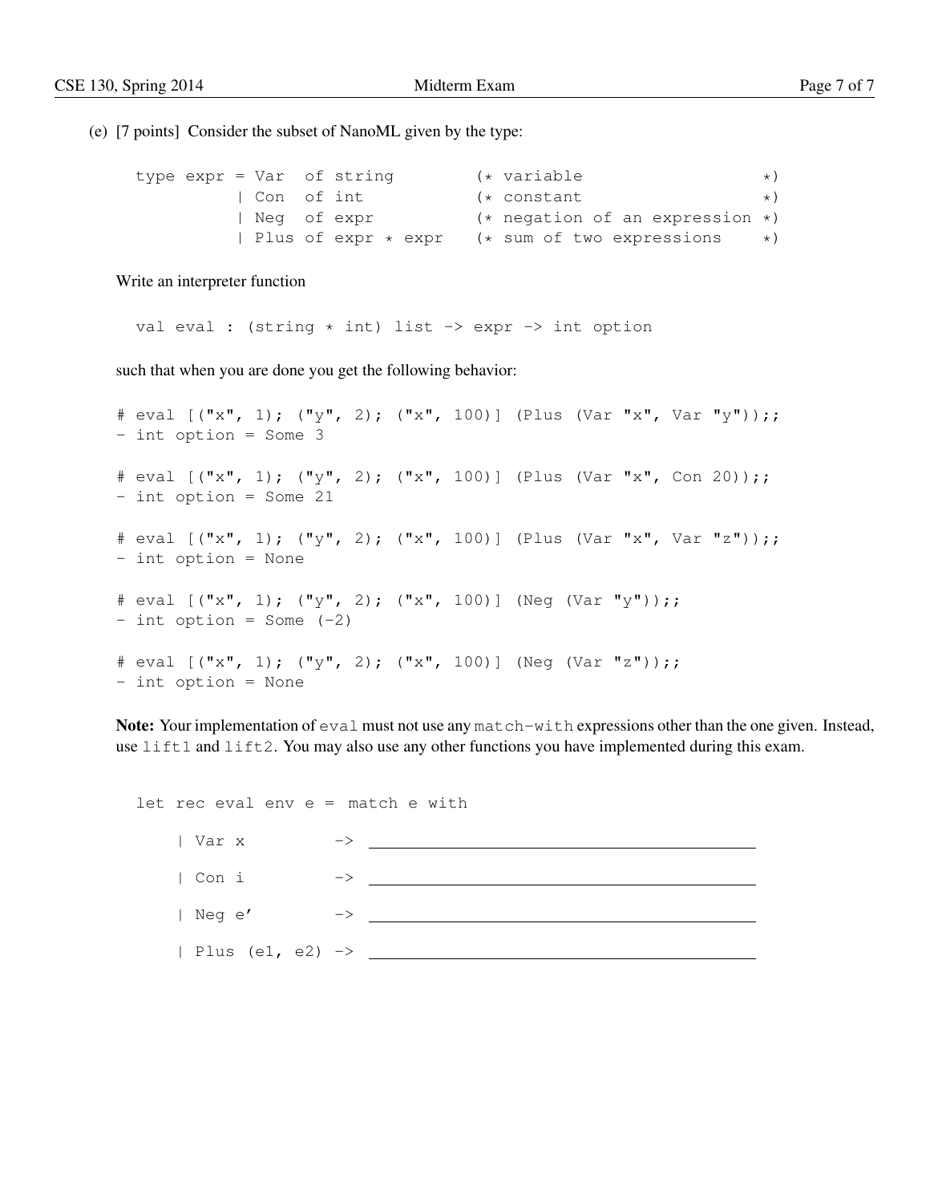(e) [7 points] Consider the subset of NanoML given by the type:

```
type expr = Var  of string        (* variable                   *)
          | Con  of int           (* constant                   *)
          | Neg  of expr          (* negation of an expression *)
          | Plus of expr * expr   (* sum of two expressions    *)
```

Write an interpreter function

```
val eval : (string * int) list -> expr -> int option
```

such that when you are done you get the following behavior:

```
# eval [("x", 1); ("y", 2); ("x", 100)] (Plus (Var "x", Var "y"));;
- int option = Some 3

# eval [("x", 1); ("y", 2); ("x", 100)] (Plus (Var "x", Con 20));;
- int option = Some 21

# eval [("x", 1); ("y", 2); ("x", 100)] (Plus (Var "x", Var "z"));;
- int option = None

# eval [("x", 1); ("y", 2); ("x", 100)] (Neg (Var "y"));;
- int option = Some (-2)

# eval [("x", 1); ("y", 2); ("x", 100)] (Neg (Var "z"));;
- int option = None
```

**Note:** Your implementation of `eval` must not use any `match-with` expressions other than the one given. Instead, use `lift1` and `lift2`. You may also use any other functions you have implemented during this exam.

```
let rec eval env e = match e with

    | Var x          -> ____________________________________________

    | Con i          -> ____________________________________________

    | Neg e'         -> ____________________________________________

    | Plus (e1, e2) -> ____________________________________________
```